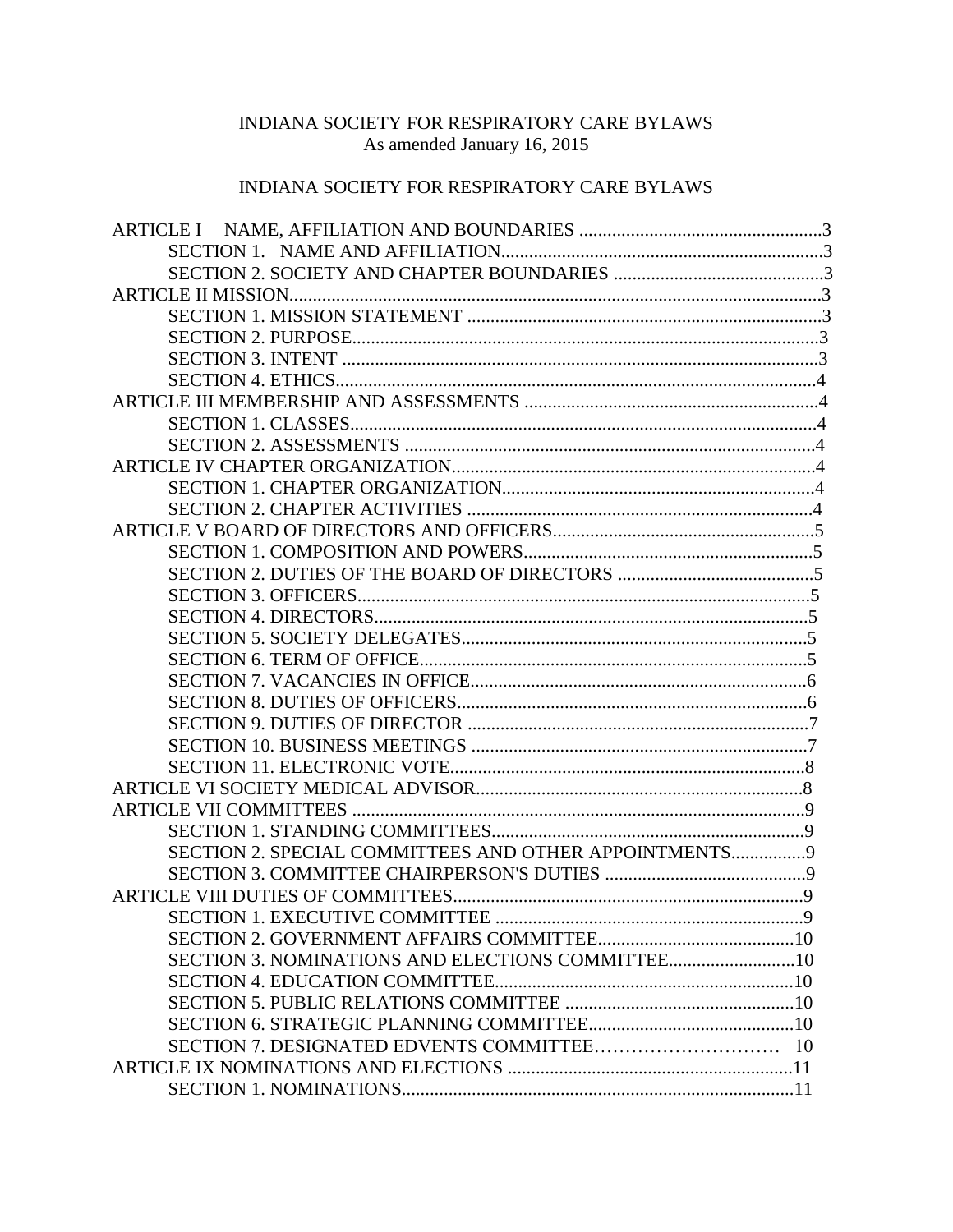# INDIANA SOCIETY FOR RESPIRATORY CARE BYLAWS

As amended January 16, 2015

## INDIANA SOCIETY FOR RESPIRATORY CARE BYLAWS

ARTICLE I NAME, AFFILIATION AND BOUNDARIES ....................................................3
- SECTION 1. NAME AND AFFILIATION.....................................................................3
- SECTION 2. SOCIETY AND CHAPTER BOUNDARIES .............................................3

ARTICLE II MISSION.................................................................................................................3
- SECTION 1. MISSION STATEMENT ............................................................................3
- SECTION 2. PURPOSE....................................................................................................3
- SECTION 3. INTENT .......................................................................................................3
- SECTION 4. ETHICS........................................................................................................4

ARTICLE III MEMBERSHIP AND ASSESSMENTS ..............................................................4
- SECTION 1. CLASSES.....................................................................................................4
- SECTION 2. ASSESSMENTS .........................................................................................4

ARTICLE IV CHAPTER ORGANIZATION..............................................................................4
- SECTION 1. CHAPTER ORGANIZATION....................................................................4
- SECTION 2. CHAPTER ACTIVITIES ...........................................................................4

ARTICLE V BOARD OF DIRECTORS AND OFFICERS........................................................5
- SECTION 1. COMPOSITION AND POWERS..............................................................5
- SECTION 2. DUTIES OF THE BOARD OF DIRECTORS ..........................................5
- SECTION 3. OFFICERS...................................................................................................5
- SECTION 4. DIRECTORS...............................................................................................5
- SECTION 5. SOCIETY DELEGATES............................................................................5
- SECTION 6. TERM OF OFFICE.....................................................................................5
- SECTION 7. VACANCIES IN OFFICE..........................................................................6
- SECTION 8. DUTIES OF OFFICERS.............................................................................6
- SECTION 9. DUTIES OF DIRECTOR ...........................................................................7
- SECTION 10. BUSINESS MEETINGS ..........................................................................7
- SECTION 11. ELECTRONIC VOTE..............................................................................8

ARTICLE VI SOCIETY MEDICAL ADVISOR.......................................................................8

ARTICLE VII COMMITTEES ..................................................................................................9
- SECTION 1. STANDING COMMITTEES.....................................................................9
- SECTION 2. SPECIAL COMMITTEES AND OTHER APPOINTMENTS................9
- SECTION 3. COMMITTEE CHAIRPERSON'S DUTIES ............................................9

ARTICLE VIII DUTIES OF COMMITTEES............................................................................9
- SECTION 1. EXECUTIVE COMMITTEE ....................................................................9
- SECTION 2. GOVERNMENT AFFAIRS COMMITTEE...........................................10
- SECTION 3. NOMINATIONS AND ELECTIONS COMMITTEE............................10
- SECTION 4. EDUCATION COMMITTEE.................................................................10
- SECTION 5. PUBLIC RELATIONS COMMITTEE ..................................................10
- SECTION 6. STRATEGIC PLANNING COMMITTEE............................................10
- SECTION 7. DESIGNATED EDVENTS COMMITTEE………………………… 10

ARTICLE IX NOMINATIONS AND ELECTIONS ...............................................................11
- SECTION 1. NOMINATIONS.......................................................................................11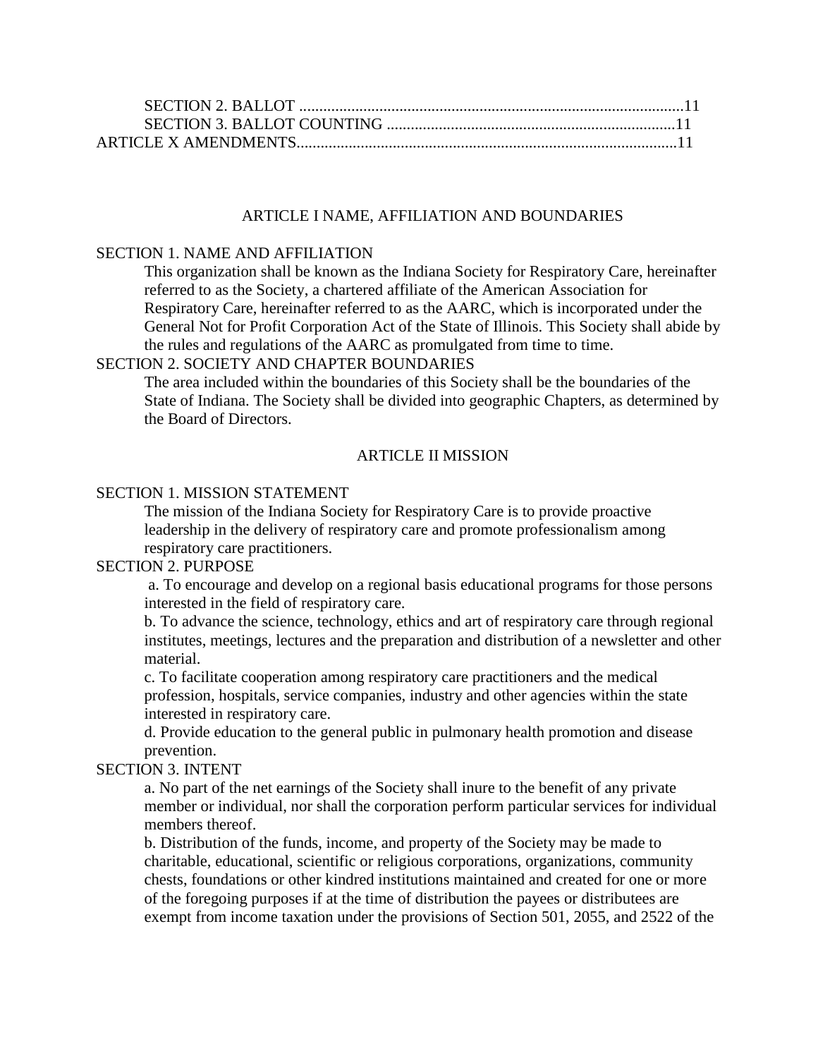SECTION 2. BALLOT ................................................................................................11
SECTION 3. BALLOT COUNTING ........................................................................11
ARTICLE X AMENDMENTS...............................................................................................11

## ARTICLE I NAME, AFFILIATION AND BOUNDARIES

SECTION 1. NAME AND AFFILIATION

This organization shall be known as the Indiana Society for Respiratory Care, hereinafter referred to as the Society, a chartered affiliate of the American Association for Respiratory Care, hereinafter referred to as the AARC, which is incorporated under the General Not for Profit Corporation Act of the State of Illinois. This Society shall abide by the rules and regulations of the AARC as promulgated from time to time.

SECTION 2. SOCIETY AND CHAPTER BOUNDARIES

The area included within the boundaries of this Society shall be the boundaries of the State of Indiana. The Society shall be divided into geographic Chapters, as determined by the Board of Directors.

## ARTICLE II MISSION

SECTION 1. MISSION STATEMENT

The mission of the Indiana Society for Respiratory Care is to provide proactive leadership in the delivery of respiratory care and promote professionalism among respiratory care practitioners.

SECTION 2. PURPOSE

a. To encourage and develop on a regional basis educational programs for those persons interested in the field of respiratory care.

b. To advance the science, technology, ethics and art of respiratory care through regional institutes, meetings, lectures and the preparation and distribution of a newsletter and other material.

c. To facilitate cooperation among respiratory care practitioners and the medical profession, hospitals, service companies, industry and other agencies within the state interested in respiratory care.

d. Provide education to the general public in pulmonary health promotion and disease prevention.

SECTION 3. INTENT

a. No part of the net earnings of the Society shall inure to the benefit of any private member or individual, nor shall the corporation perform particular services for individual members thereof.

b. Distribution of the funds, income, and property of the Society may be made to charitable, educational, scientific or religious corporations, organizations, community chests, foundations or other kindred institutions maintained and created for one or more of the foregoing purposes if at the time of distribution the payees or distributees are exempt from income taxation under the provisions of Section 501, 2055, and 2522 of the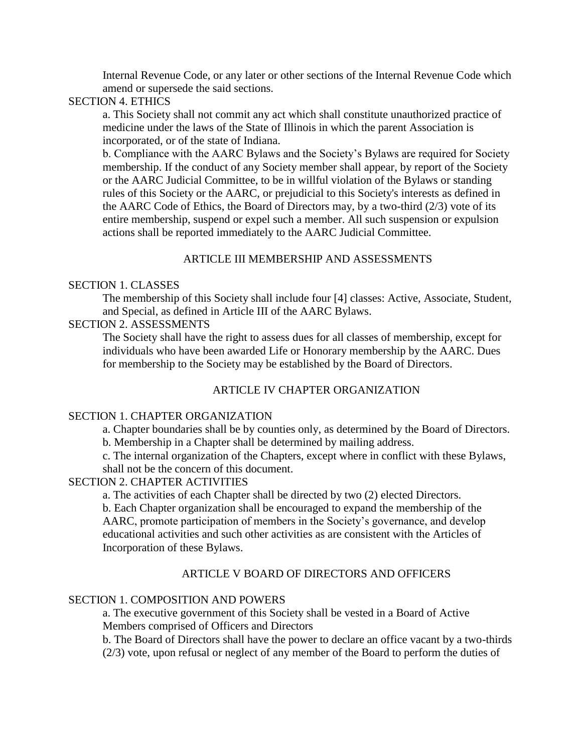Internal Revenue Code, or any later or other sections of the Internal Revenue Code which amend or supersede the said sections.

SECTION 4. ETHICS

a. This Society shall not commit any act which shall constitute unauthorized practice of medicine under the laws of the State of Illinois in which the parent Association is incorporated, or of the state of Indiana.

b. Compliance with the AARC Bylaws and the Society's Bylaws are required for Society membership. If the conduct of any Society member shall appear, by report of the Society or the AARC Judicial Committee, to be in willful violation of the Bylaws or standing rules of this Society or the AARC, or prejudicial to this Society's interests as defined in the AARC Code of Ethics, the Board of Directors may, by a two-third (2/3) vote of its entire membership, suspend or expel such a member. All such suspension or expulsion actions shall be reported immediately to the AARC Judicial Committee.

## ARTICLE III MEMBERSHIP AND ASSESSMENTS

SECTION 1. CLASSES

The membership of this Society shall include four [4] classes: Active, Associate, Student, and Special, as defined in Article III of the AARC Bylaws.

SECTION 2. ASSESSMENTS

The Society shall have the right to assess dues for all classes of membership, except for individuals who have been awarded Life or Honorary membership by the AARC. Dues for membership to the Society may be established by the Board of Directors.

## ARTICLE IV CHAPTER ORGANIZATION

SECTION 1. CHAPTER ORGANIZATION

a. Chapter boundaries shall be by counties only, as determined by the Board of Directors.

b. Membership in a Chapter shall be determined by mailing address.

c. The internal organization of the Chapters, except where in conflict with these Bylaws, shall not be the concern of this document.

SECTION 2. CHAPTER ACTIVITIES

a. The activities of each Chapter shall be directed by two (2) elected Directors.

b. Each Chapter organization shall be encouraged to expand the membership of the AARC, promote participation of members in the Society's governance, and develop educational activities and such other activities as are consistent with the Articles of Incorporation of these Bylaws.

## ARTICLE V BOARD OF DIRECTORS AND OFFICERS

SECTION 1. COMPOSITION AND POWERS

a. The executive government of this Society shall be vested in a Board of Active Members comprised of Officers and Directors

b. The Board of Directors shall have the power to declare an office vacant by a two-thirds (2/3) vote, upon refusal or neglect of any member of the Board to perform the duties of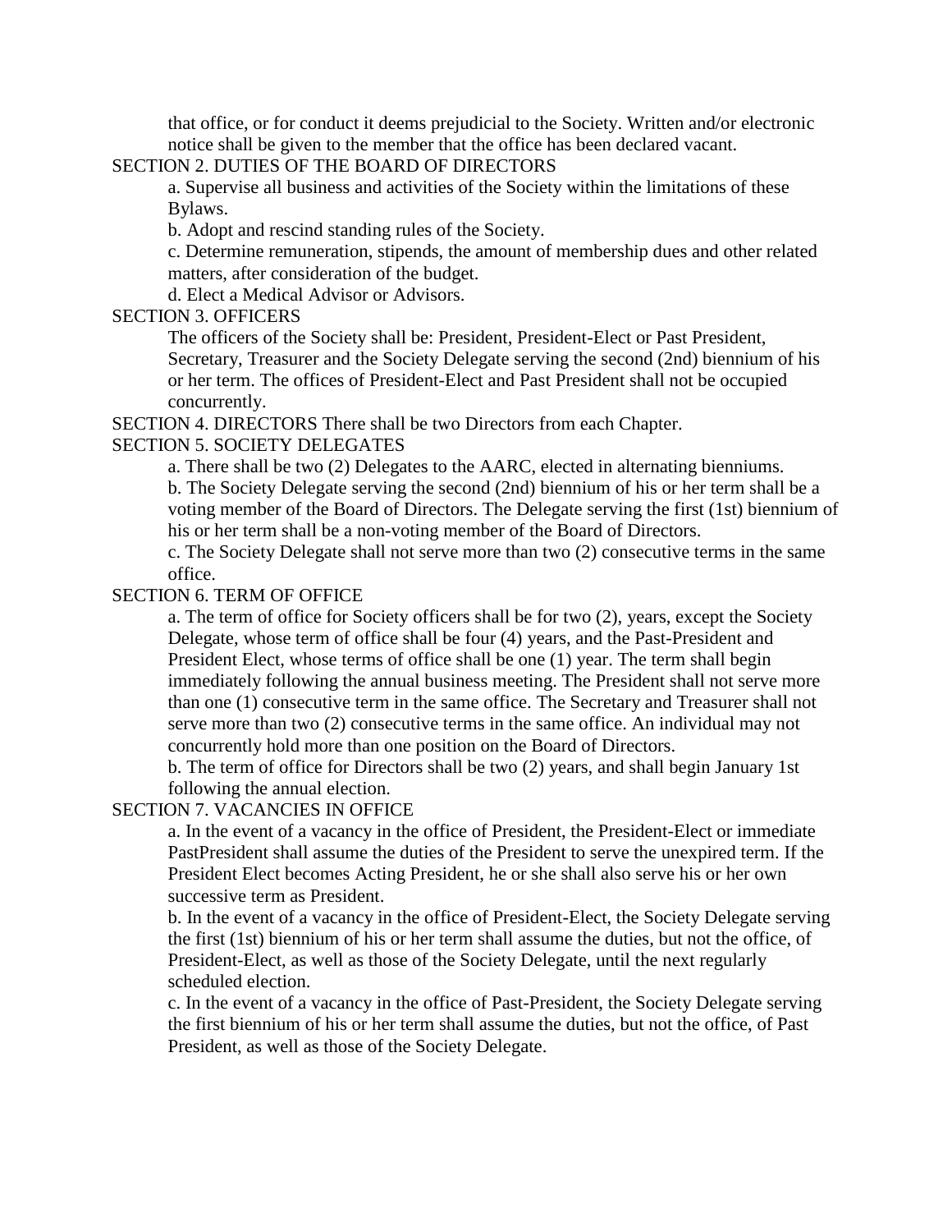that office, or for conduct it deems prejudicial to the Society. Written and/or electronic notice shall be given to the member that the office has been declared vacant.

SECTION 2. DUTIES OF THE BOARD OF DIRECTORS

a. Supervise all business and activities of the Society within the limitations of these Bylaws.

b. Adopt and rescind standing rules of the Society.

c. Determine remuneration, stipends, the amount of membership dues and other related matters, after consideration of the budget.

d. Elect a Medical Advisor or Advisors.

SECTION 3. OFFICERS

The officers of the Society shall be: President, President-Elect or Past President, Secretary, Treasurer and the Society Delegate serving the second (2nd) biennium of his or her term. The offices of President-Elect and Past President shall not be occupied concurrently.

SECTION 4. DIRECTORS There shall be two Directors from each Chapter.

SECTION 5. SOCIETY DELEGATES

a. There shall be two (2) Delegates to the AARC, elected in alternating bienniums.

b. The Society Delegate serving the second (2nd) biennium of his or her term shall be a voting member of the Board of Directors. The Delegate serving the first (1st) biennium of his or her term shall be a non-voting member of the Board of Directors.

c. The Society Delegate shall not serve more than two (2) consecutive terms in the same office.

SECTION 6. TERM OF OFFICE

a. The term of office for Society officers shall be for two (2), years, except the Society Delegate, whose term of office shall be four (4) years, and the Past-President and President Elect, whose terms of office shall be one (1) year. The term shall begin immediately following the annual business meeting. The President shall not serve more than one (1) consecutive term in the same office. The Secretary and Treasurer shall not serve more than two (2) consecutive terms in the same office. An individual may not concurrently hold more than one position on the Board of Directors.

b. The term of office for Directors shall be two (2) years, and shall begin January 1st following the annual election.

SECTION 7. VACANCIES IN OFFICE

a. In the event of a vacancy in the office of President, the President-Elect or immediate PastPresident shall assume the duties of the President to serve the unexpired term. If the President Elect becomes Acting President, he or she shall also serve his or her own successive term as President.

b. In the event of a vacancy in the office of President-Elect, the Society Delegate serving the first (1st) biennium of his or her term shall assume the duties, but not the office, of President-Elect, as well as those of the Society Delegate, until the next regularly scheduled election.

c. In the event of a vacancy in the office of Past-President, the Society Delegate serving the first biennium of his or her term shall assume the duties, but not the office, of Past President, as well as those of the Society Delegate.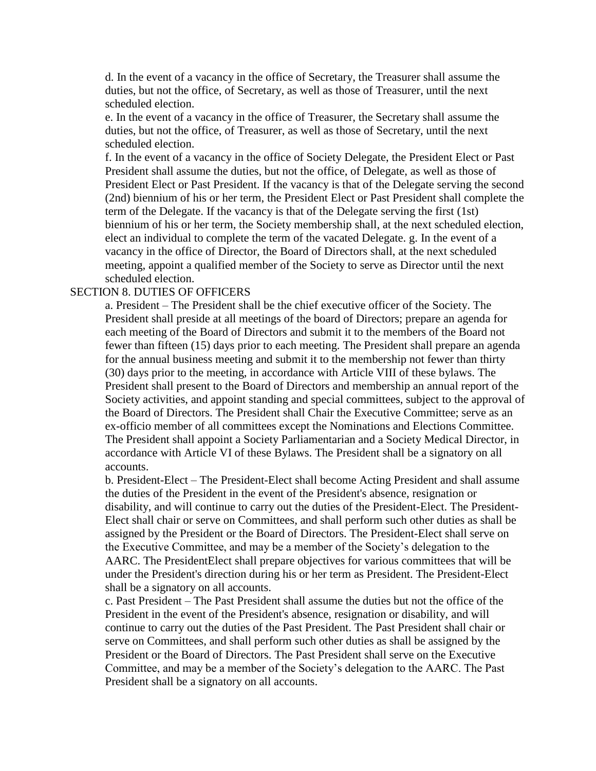d. In the event of a vacancy in the office of Secretary, the Treasurer shall assume the duties, but not the office, of Secretary, as well as those of Treasurer, until the next scheduled election.

e. In the event of a vacancy in the office of Treasurer, the Secretary shall assume the duties, but not the office, of Treasurer, as well as those of Secretary, until the next scheduled election.

f. In the event of a vacancy in the office of Society Delegate, the President Elect or Past President shall assume the duties, but not the office, of Delegate, as well as those of President Elect or Past President. If the vacancy is that of the Delegate serving the second (2nd) biennium of his or her term, the President Elect or Past President shall complete the term of the Delegate. If the vacancy is that of the Delegate serving the first (1st) biennium of his or her term, the Society membership shall, at the next scheduled election, elect an individual to complete the term of the vacated Delegate. g. In the event of a vacancy in the office of Director, the Board of Directors shall, at the next scheduled meeting, appoint a qualified member of the Society to serve as Director until the next scheduled election.

SECTION 8. DUTIES OF OFFICERS

a. President – The President shall be the chief executive officer of the Society. The President shall preside at all meetings of the board of Directors; prepare an agenda for each meeting of the Board of Directors and submit it to the members of the Board not fewer than fifteen (15) days prior to each meeting. The President shall prepare an agenda for the annual business meeting and submit it to the membership not fewer than thirty (30) days prior to the meeting, in accordance with Article VIII of these bylaws. The President shall present to the Board of Directors and membership an annual report of the Society activities, and appoint standing and special committees, subject to the approval of the Board of Directors. The President shall Chair the Executive Committee; serve as an ex-officio member of all committees except the Nominations and Elections Committee. The President shall appoint a Society Parliamentarian and a Society Medical Director, in accordance with Article VI of these Bylaws. The President shall be a signatory on all accounts.

b. President-Elect – The President-Elect shall become Acting President and shall assume the duties of the President in the event of the President's absence, resignation or disability, and will continue to carry out the duties of the President-Elect. The President-Elect shall chair or serve on Committees, and shall perform such other duties as shall be assigned by the President or the Board of Directors. The President-Elect shall serve on the Executive Committee, and may be a member of the Society's delegation to the AARC. The PresidentElect shall prepare objectives for various committees that will be under the President's direction during his or her term as President. The President-Elect shall be a signatory on all accounts.

c. Past President – The Past President shall assume the duties but not the office of the President in the event of the President's absence, resignation or disability, and will continue to carry out the duties of the Past President. The Past President shall chair or serve on Committees, and shall perform such other duties as shall be assigned by the President or the Board of Directors. The Past President shall serve on the Executive Committee, and may be a member of the Society's delegation to the AARC. The Past President shall be a signatory on all accounts.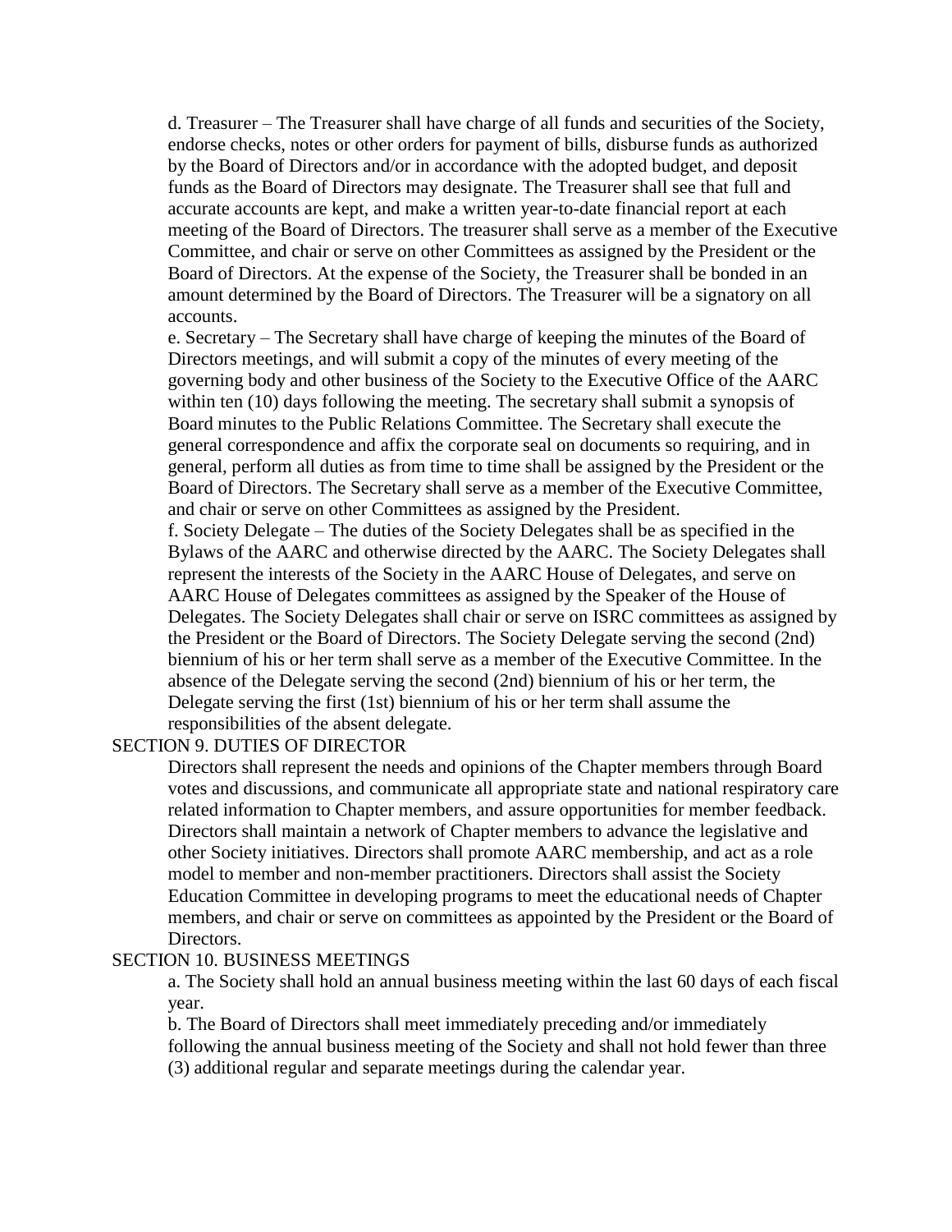d. Treasurer – The Treasurer shall have charge of all funds and securities of the Society, endorse checks, notes or other orders for payment of bills, disburse funds as authorized by the Board of Directors and/or in accordance with the adopted budget, and deposit funds as the Board of Directors may designate. The Treasurer shall see that full and accurate accounts are kept, and make a written year-to-date financial report at each meeting of the Board of Directors. The treasurer shall serve as a member of the Executive Committee, and chair or serve on other Committees as assigned by the President or the Board of Directors. At the expense of the Society, the Treasurer shall be bonded in an amount determined by the Board of Directors. The Treasurer will be a signatory on all accounts.

e. Secretary – The Secretary shall have charge of keeping the minutes of the Board of Directors meetings, and will submit a copy of the minutes of every meeting of the governing body and other business of the Society to the Executive Office of the AARC within ten (10) days following the meeting. The secretary shall submit a synopsis of Board minutes to the Public Relations Committee. The Secretary shall execute the general correspondence and affix the corporate seal on documents so requiring, and in general, perform all duties as from time to time shall be assigned by the President or the Board of Directors. The Secretary shall serve as a member of the Executive Committee, and chair or serve on other Committees as assigned by the President.

f. Society Delegate – The duties of the Society Delegates shall be as specified in the Bylaws of the AARC and otherwise directed by the AARC. The Society Delegates shall represent the interests of the Society in the AARC House of Delegates, and serve on AARC House of Delegates committees as assigned by the Speaker of the House of Delegates. The Society Delegates shall chair or serve on ISRC committees as assigned by the President or the Board of Directors. The Society Delegate serving the second (2nd) biennium of his or her term shall serve as a member of the Executive Committee. In the absence of the Delegate serving the second (2nd) biennium of his or her term, the Delegate serving the first (1st) biennium of his or her term shall assume the responsibilities of the absent delegate.

SECTION 9. DUTIES OF DIRECTOR

Directors shall represent the needs and opinions of the Chapter members through Board votes and discussions, and communicate all appropriate state and national respiratory care related information to Chapter members, and assure opportunities for member feedback. Directors shall maintain a network of Chapter members to advance the legislative and other Society initiatives. Directors shall promote AARC membership, and act as a role model to member and non-member practitioners. Directors shall assist the Society Education Committee in developing programs to meet the educational needs of Chapter members, and chair or serve on committees as appointed by the President or the Board of Directors.

SECTION 10. BUSINESS MEETINGS

a. The Society shall hold an annual business meeting within the last 60 days of each fiscal year.

b. The Board of Directors shall meet immediately preceding and/or immediately following the annual business meeting of the Society and shall not hold fewer than three (3) additional regular and separate meetings during the calendar year.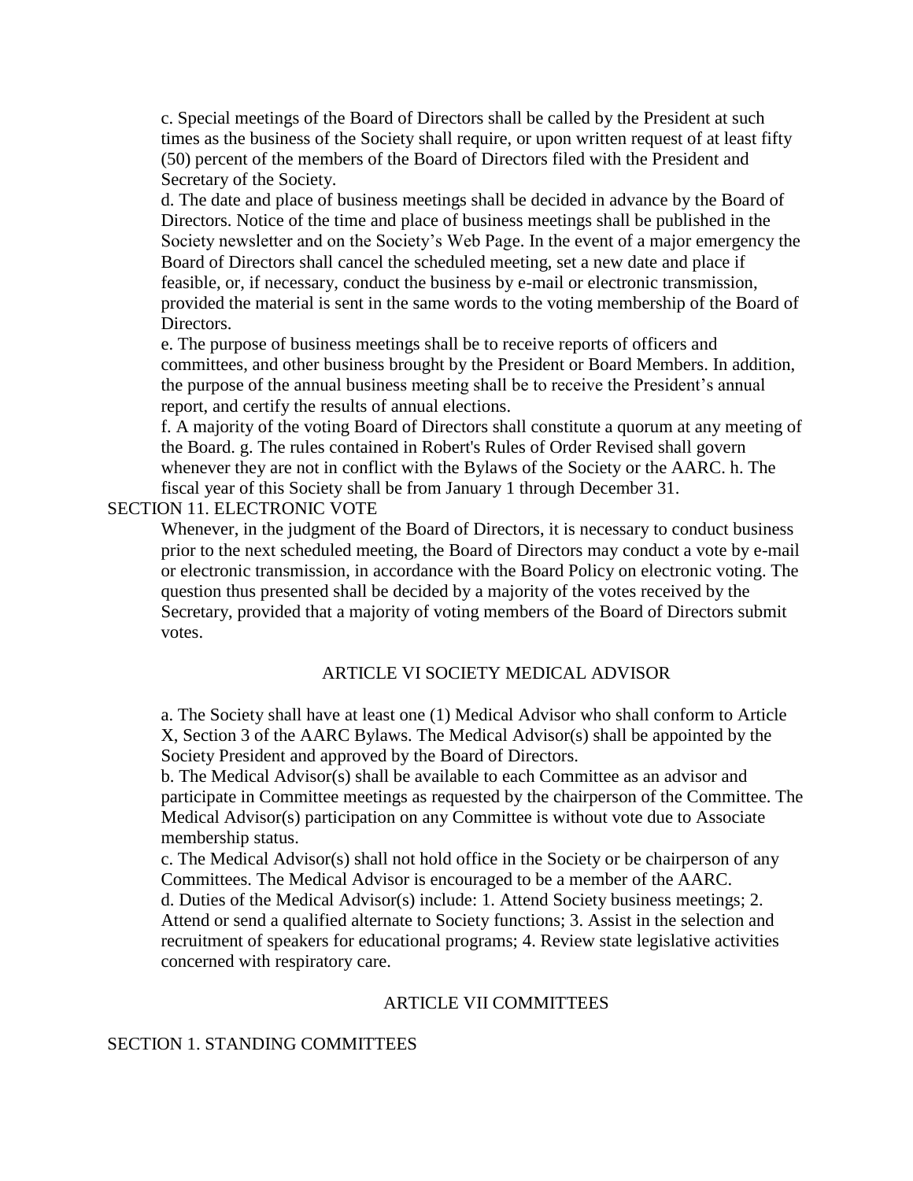c. Special meetings of the Board of Directors shall be called by the President at such times as the business of the Society shall require, or upon written request of at least fifty (50) percent of the members of the Board of Directors filed with the President and Secretary of the Society.

d. The date and place of business meetings shall be decided in advance by the Board of Directors. Notice of the time and place of business meetings shall be published in the Society newsletter and on the Society's Web Page. In the event of a major emergency the Board of Directors shall cancel the scheduled meeting, set a new date and place if feasible, or, if necessary, conduct the business by e-mail or electronic transmission, provided the material is sent in the same words to the voting membership of the Board of Directors.

e. The purpose of business meetings shall be to receive reports of officers and committees, and other business brought by the President or Board Members. In addition, the purpose of the annual business meeting shall be to receive the President's annual report, and certify the results of annual elections.

f. A majority of the voting Board of Directors shall constitute a quorum at any meeting of the Board. g. The rules contained in Robert's Rules of Order Revised shall govern whenever they are not in conflict with the Bylaws of the Society or the AARC. h. The fiscal year of this Society shall be from January 1 through December 31.

SECTION 11. ELECTRONIC VOTE

Whenever, in the judgment of the Board of Directors, it is necessary to conduct business prior to the next scheduled meeting, the Board of Directors may conduct a vote by e-mail or electronic transmission, in accordance with the Board Policy on electronic voting. The question thus presented shall be decided by a majority of the votes received by the Secretary, provided that a majority of voting members of the Board of Directors submit votes.

## ARTICLE VI SOCIETY MEDICAL ADVISOR

a. The Society shall have at least one (1) Medical Advisor who shall conform to Article X, Section 3 of the AARC Bylaws. The Medical Advisor(s) shall be appointed by the Society President and approved by the Board of Directors.

b. The Medical Advisor(s) shall be available to each Committee as an advisor and participate in Committee meetings as requested by the chairperson of the Committee. The Medical Advisor(s) participation on any Committee is without vote due to Associate membership status.

c. The Medical Advisor(s) shall not hold office in the Society or be chairperson of any Committees. The Medical Advisor is encouraged to be a member of the AARC.

d. Duties of the Medical Advisor(s) include: 1. Attend Society business meetings; 2. Attend or send a qualified alternate to Society functions; 3. Assist in the selection and recruitment of speakers for educational programs; 4. Review state legislative activities concerned with respiratory care.

## ARTICLE VII COMMITTEES

SECTION 1. STANDING COMMITTEES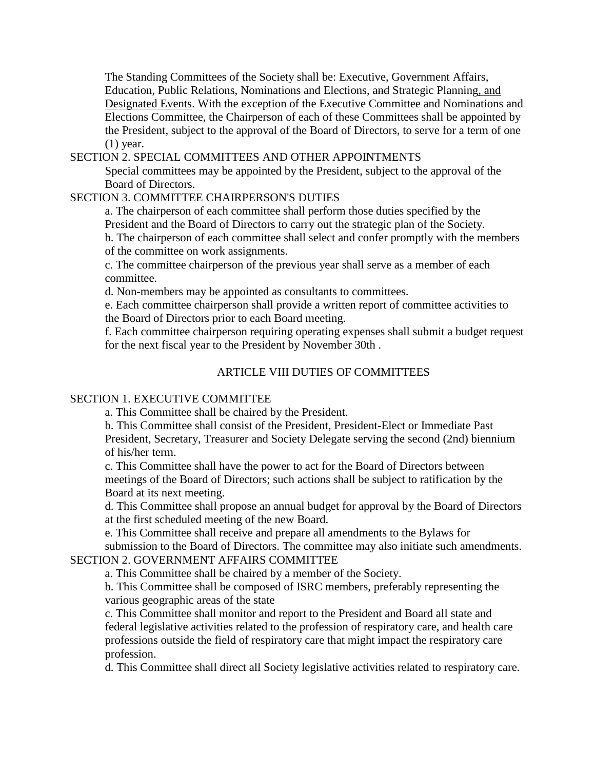The Standing Committees of the Society shall be: Executive, Government Affairs, Education, Public Relations, Nominations and Elections, ~~and~~ Strategic Planning<u>, and Designated Events</u>. With the exception of the Executive Committee and Nominations and Elections Committee, the Chairperson of each of these Committees shall be appointed by the President, subject to the approval of the Board of Directors, to serve for a term of one (1) year.

SECTION 2. SPECIAL COMMITTEES AND OTHER APPOINTMENTS

Special committees may be appointed by the President, subject to the approval of the Board of Directors.

SECTION 3. COMMITTEE CHAIRPERSON'S DUTIES

a. The chairperson of each committee shall perform those duties specified by the President and the Board of Directors to carry out the strategic plan of the Society.

b. The chairperson of each committee shall select and confer promptly with the members of the committee on work assignments.

c. The committee chairperson of the previous year shall serve as a member of each committee.

d. Non-members may be appointed as consultants to committees.

e. Each committee chairperson shall provide a written report of committee activities to the Board of Directors prior to each Board meeting.

f. Each committee chairperson requiring operating expenses shall submit a budget request for the next fiscal year to the President by November 30th .

## ARTICLE VIII DUTIES OF COMMITTEES

SECTION 1. EXECUTIVE COMMITTEE

a. This Committee shall be chaired by the President.

b. This Committee shall consist of the President, President-Elect or Immediate Past President, Secretary, Treasurer and Society Delegate serving the second (2nd) biennium of his/her term.

c. This Committee shall have the power to act for the Board of Directors between meetings of the Board of Directors; such actions shall be subject to ratification by the Board at its next meeting.

d. This Committee shall propose an annual budget for approval by the Board of Directors at the first scheduled meeting of the new Board.

e. This Committee shall receive and prepare all amendments to the Bylaws for submission to the Board of Directors. The committee may also initiate such amendments.

SECTION 2. GOVERNMENT AFFAIRS COMMITTEE

a. This Committee shall be chaired by a member of the Society.

b. This Committee shall be composed of ISRC members, preferably representing the various geographic areas of the state

c. This Committee shall monitor and report to the President and Board all state and federal legislative activities related to the profession of respiratory care, and health care professions outside the field of respiratory care that might impact the respiratory care profession.

d. This Committee shall direct all Society legislative activities related to respiratory care.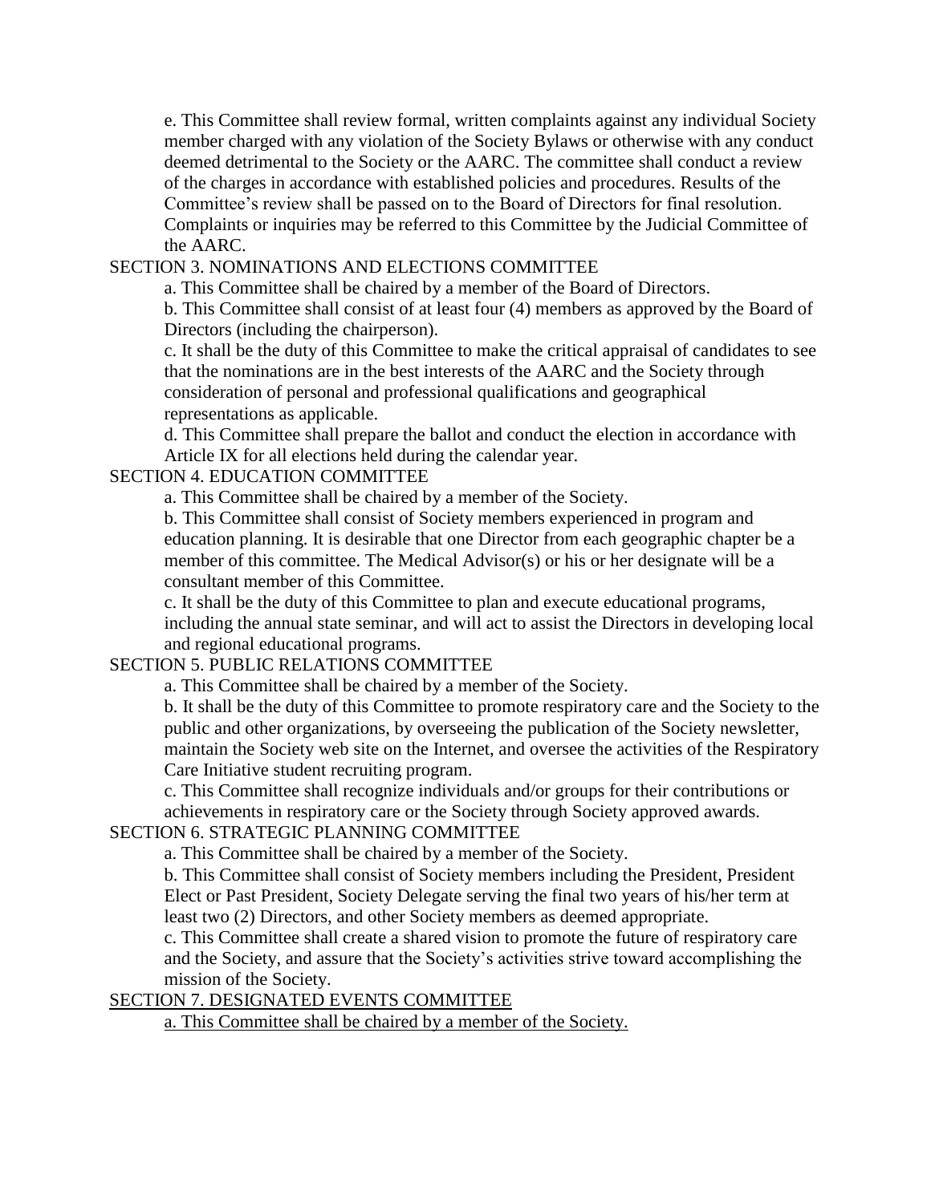e. This Committee shall review formal, written complaints against any individual Society member charged with any violation of the Society Bylaws or otherwise with any conduct deemed detrimental to the Society or the AARC. The committee shall conduct a review of the charges in accordance with established policies and procedures. Results of the Committee's review shall be passed on to the Board of Directors for final resolution. Complaints or inquiries may be referred to this Committee by the Judicial Committee of the AARC.

SECTION 3. NOMINATIONS AND ELECTIONS COMMITTEE

a. This Committee shall be chaired by a member of the Board of Directors.

b. This Committee shall consist of at least four (4) members as approved by the Board of Directors (including the chairperson).

c. It shall be the duty of this Committee to make the critical appraisal of candidates to see that the nominations are in the best interests of the AARC and the Society through consideration of personal and professional qualifications and geographical representations as applicable.

d. This Committee shall prepare the ballot and conduct the election in accordance with Article IX for all elections held during the calendar year.

SECTION 4. EDUCATION COMMITTEE

a. This Committee shall be chaired by a member of the Society.

b. This Committee shall consist of Society members experienced in program and education planning. It is desirable that one Director from each geographic chapter be a member of this committee. The Medical Advisor(s) or his or her designate will be a consultant member of this Committee.

c. It shall be the duty of this Committee to plan and execute educational programs, including the annual state seminar, and will act to assist the Directors in developing local and regional educational programs.

SECTION 5. PUBLIC RELATIONS COMMITTEE

a. This Committee shall be chaired by a member of the Society.

b. It shall be the duty of this Committee to promote respiratory care and the Society to the public and other organizations, by overseeing the publication of the Society newsletter, maintain the Society web site on the Internet, and oversee the activities of the Respiratory Care Initiative student recruiting program.

c. This Committee shall recognize individuals and/or groups for their contributions or achievements in respiratory care or the Society through Society approved awards.

SECTION 6. STRATEGIC PLANNING COMMITTEE

a. This Committee shall be chaired by a member of the Society.

b. This Committee shall consist of Society members including the President, President Elect or Past President, Society Delegate serving the final two years of his/her term at least two (2) Directors, and other Society members as deemed appropriate.

c. This Committee shall create a shared vision to promote the future of respiratory care and the Society, and assure that the Society's activities strive toward accomplishing the mission of the Society.

<u>SECTION 7. DESIGNATED EVENTS COMMITTEE</u>

<u>a. This Committee shall be chaired by a member of the Society.</u>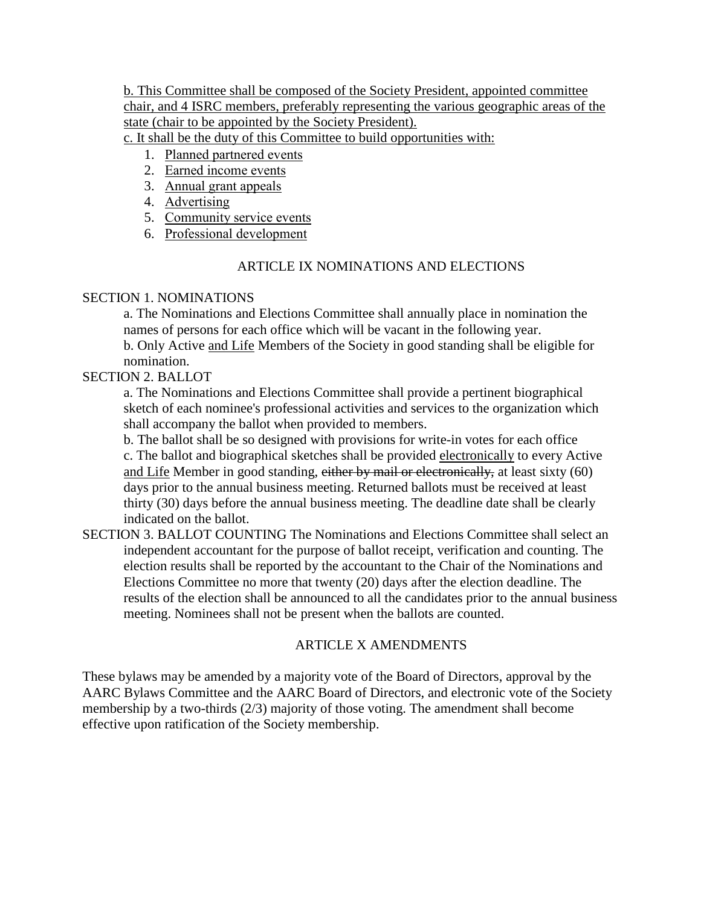b. This Committee shall be composed of the Society President, appointed committee chair, and 4 ISRC members, preferably representing the various geographic areas of the state (chair to be appointed by the Society President).

c. It shall be the duty of this Committee to build opportunities with:

1. Planned partnered events
2. Earned income events
3. Annual grant appeals
4. Advertising
5. Community service events
6. Professional development

## ARTICLE IX NOMINATIONS AND ELECTIONS

SECTION 1. NOMINATIONS

a. The Nominations and Elections Committee shall annually place in nomination the names of persons for each office which will be vacant in the following year.

b. Only Active and Life Members of the Society in good standing shall be eligible for nomination.

SECTION 2. BALLOT

a. The Nominations and Elections Committee shall provide a pertinent biographical sketch of each nominee's professional activities and services to the organization which shall accompany the ballot when provided to members.

b. The ballot shall be so designed with provisions for write-in votes for each office

c. The ballot and biographical sketches shall be provided electronically to every Active and Life Member in good standing, ~~either by mail or electronically,~~ at least sixty (60) days prior to the annual business meeting. Returned ballots must be received at least thirty (30) days before the annual business meeting. The deadline date shall be clearly indicated on the ballot.

SECTION 3. BALLOT COUNTING The Nominations and Elections Committee shall select an independent accountant for the purpose of ballot receipt, verification and counting. The election results shall be reported by the accountant to the Chair of the Nominations and Elections Committee no more that twenty (20) days after the election deadline. The results of the election shall be announced to all the candidates prior to the annual business meeting. Nominees shall not be present when the ballots are counted.

## ARTICLE X AMENDMENTS

These bylaws may be amended by a majority vote of the Board of Directors, approval by the AARC Bylaws Committee and the AARC Board of Directors, and electronic vote of the Society membership by a two-thirds (2/3) majority of those voting. The amendment shall become effective upon ratification of the Society membership.